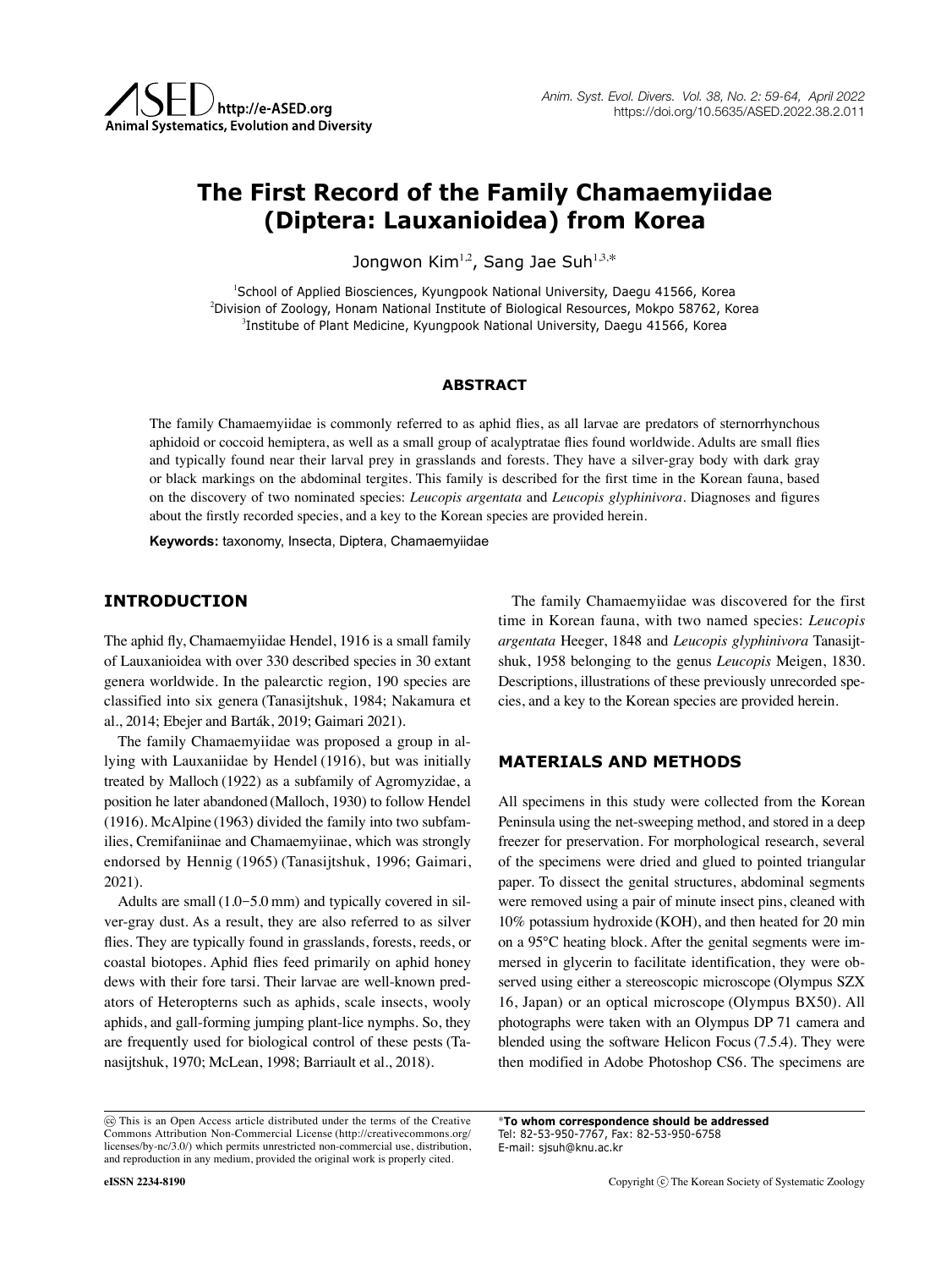# The First Record of the Family Chamaemyiidae (Diptera: Lauxanioidea) from Korea

Jongwon Kim[1,2], Sang Jae Suh[1,3,*]

[1]School of Applied Biosciences, Kyungpook National University, Daegu 41566, Korea
[2]Division of Zoology, Honam National Institute of Biological Resources, Mokpo 58762, Korea
[3]Institube of Plant Medicine, Kyungpook National University, Daegu 41566, Korea

## ABSTRACT

The family Chamaemyiidae is commonly referred to as aphid flies, as all larvae are predators of sternorrhynchous aphidoid or coccoid hemiptera, as well as a small group of acalyptratae flies found worldwide. Adults are small flies and typically found near their larval prey in grasslands and forests. They have a silver-gray body with dark gray or black markings on the abdominal tergites. This family is described for the first time in the Korean fauna, based on the discovery of two nominated species: *Leucopis argentata* and *Leucopis glyphinivora*. Diagnoses and figures about the firstly recorded species, and a key to the Korean species are provided herein.

**Keywords:** taxonomy, Insecta, Diptera, Chamaemyiidae

## INTRODUCTION

The aphid fly, Chamaemyiidae Hendel, 1916 is a small family of Lauxanioidea with over 330 described species in 30 extant genera worldwide. In the palearctic region, 190 species are classified into six genera (Tanasijtshuk, 1984; Nakamura et al., 2014; Ebejer and Barták, 2019; Gaimari 2021).

The family Chamaemyiidae was proposed a group in allying with Lauxaniidae by Hendel (1916), but was initially treated by Malloch (1922) as a subfamily of Agromyzidae, a position he later abandoned (Malloch, 1930) to follow Hendel (1916). McAlpine (1963) divided the family into two subfamilies, Cremifaniinae and Chamaemyiinae, which was strongly endorsed by Hennig (1965) (Tanasijtshuk, 1996; Gaimari, 2021).

Adults are small (1.0–5.0 mm) and typically covered in silver-gray dust. As a result, they are also referred to as silver flies. They are typically found in grasslands, forests, reeds, or coastal biotopes. Aphid flies feed primarily on aphid honey dews with their fore tarsi. Their larvae are well-known predators of Heteropterns such as aphids, scale insects, wooly aphids, and gall-forming jumping plant-lice nymphs. So, they are frequently used for biological control of these pests (Tanasijtshuk, 1970; McLean, 1998; Barriault et al., 2018).

The family Chamaemyiidae was discovered for the first time in Korean fauna, with two named species: *Leucopis argentata* Heeger, 1848 and *Leucopis glyphinivora* Tanasijtshuk, 1958 belonging to the genus *Leucopis* Meigen, 1830. Descriptions, illustrations of these previously unrecorded species, and a key to the Korean species are provided herein.

## MATERIALS AND METHODS

All specimens in this study were collected from the Korean Peninsula using the net-sweeping method, and stored in a deep freezer for preservation. For morphological research, several of the specimens were dried and glued to pointed triangular paper. To dissect the genital structures, abdominal segments were removed using a pair of minute insect pins, cleaned with 10% potassium hydroxide (KOH), and then heated for 20 min on a 95°C heating block. After the genital segments were immersed in glycerin to facilitate identification, they were observed using either a stereoscopic microscope (Olympus SZX 16, Japan) or an optical microscope (Olympus BX50). All photographs were taken with an Olympus DP 71 camera and blended using the software Helicon Focus (7.5.4). They were then modified in Adobe Photoshop CS6. The specimens are

---

ⓒ This is an Open Access article distributed under the terms of the Creative Commons Attribution Non-Commercial License (http://creativecommons.org/licenses/by-nc/3.0/) which permits unrestricted non-commercial use, distribution, and reproduction in any medium, provided the original work is properly cited.

*To whom correspondence should be addressed
Tel: 82-53-950-7767, Fax: 82-53-950-6758
E-mail: sjsuh@knu.ac.kr

eISSN 2234-8190

Copyright ⓒ The Korean Society of Systematic Zoology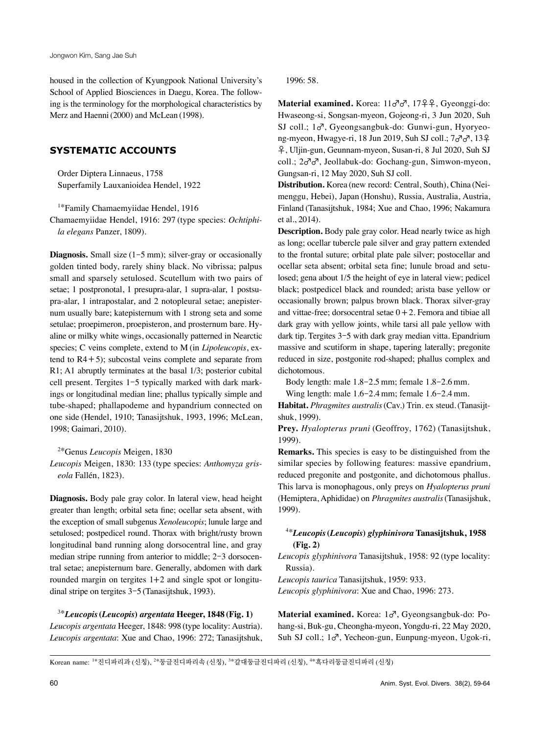housed in the collection of Kyungpook National University's School of Applied Biosciences in Daegu, Korea. The following is the terminology for the morphological characteristics by Merz and Haenni (2000) and McLean (1998).

## SYSTEMATIC ACCOUNTS

Order Diptera Linnaeus, 1758
Superfamily Lauxanioidea Hendel, 1922

[1*]Family Chamaemyiidae Hendel, 1916
Chamaemyiidae Hendel, 1916: 297 (type species: *Ochtiphila elegans* Panzer, 1809).

**Diagnosis.** Small size (1–5 mm); silver-gray or occasionally golden tinted body, rarely shiny black. No vibrissa; palpus small and sparsely setulosed. Scutellum with two pairs of setae; 1 postpronotal, 1 presupra-alar, 1 supra-alar, 1 postsupra-alar, 1 intrapostalar, and 2 notopleural setae; anepisternum usually bare; katepisternum with 1 strong seta and some setulae; proepimeron, proepisteron, and prosternum bare. Hyaline or milky white wings, occasionally patterned in Nearctic species; C veins complete, extend to M (in *Lipoleucopis*, extend to R4+5); subcostal veins complete and separate from R1; A1 abruptly terminates at the basal 1/3; posterior cubital cell present. Tergites 1–5 typically marked with dark markings or longitudinal median line; phallus typically simple and tube-shaped; phallapodeme and hypandrium connected on one side (Hendel, 1910; Tanasijtshuk, 1993, 1996; McLean, 1998; Gaimari, 2010).

[2*]Genus *Leucopis* Meigen, 1830
*Leucopis* Meigen, 1830: 133 (type species: *Anthomyza griseola* Fallén, 1823).

**Diagnosis.** Body pale gray color. In lateral view, head height greater than length; orbital seta fine; ocellar seta absent, with the exception of small subgenus *Xenoleucopis*; lunule large and setulosed; postpedicel round. Thorax with bright/rusty brown longitudinal band running along dorsocentral line, and gray median stripe running from anterior to middle; 2–3 dorsocentral setae; anepisternum bare. Generally, abdomen with dark rounded margin on tergites 1+2 and single spot or longitudinal stripe on tergites 3–5 (Tanasijtshuk, 1993).

[3*]***Leucopis* (*Leucopis*) *argentata* Heeger, 1848 (Fig. 1)**
*Leucopis argentata* Heeger, 1848: 998 (type locality: Austria).
*Leucopis argentata*: Xue and Chao, 1996: 272; Tanasijtshuk, 1996: 58.

**Material examined.** Korea: 11♂♂, 17♀♀, Gyeonggi-do: Hwaseong-si, Songsan-myeon, Gojeong-ri, 3 Jun 2020, Suh SJ coll.; 1♂, Gyeongsangbuk-do: Gunwi-gun, Hyoryeong-myeon, Hwagye-ri, 18 Jun 2019, Suh SJ coll.; 7♂♂, 13♀♀, Uljin-gun, Geunnam-myeon, Susan-ri, 8 Jul 2020, Suh SJ coll.; 2♂♂, Jeollabuk-do: Gochang-gun, Simwon-myeon, Gungsan-ri, 12 May 2020, Suh SJ coll.

**Distribution.** Korea (new record: Central, South), China (Neimenggu, Hebei), Japan (Honshu), Russia, Australia, Austria, Finland (Tanasijtshuk, 1984; Xue and Chao, 1996; Nakamura et al., 2014).

**Description.** Body pale gray color. Head nearly twice as high as long; ocellar tubercle pale silver and gray pattern extended to the frontal suture; orbital plate pale silver; postocellar and ocellar seta absent; orbital seta fine; lunule broad and setulosed; gena about 1/5 the height of eye in lateral view; pedicel black; postpedicel black and rounded; arista base yellow or occasionally brown; palpus brown black. Thorax silver-gray and vittae-free; dorsocentral setae 0+2. Femora and tibiae all dark gray with yellow joints, while tarsi all pale yellow with dark tip. Tergites 3–5 with dark gray median vitta. Epandrium massive and scutiform in shape, tapering laterally; pregonite reduced in size, postgonite rod-shaped; phallus complex and dichotomous.

Body length: male 1.8–2.5 mm; female 1.8–2.6 mm.

Wing length: male 1.6–2.4 mm; female 1.6–2.4 mm.

**Habitat.** *Phragmites australis* (Cav.) Trin. ex steud. (Tanasijtshuk, 1999).

**Prey.** *Hyalopterus pruni* (Geoffroy, 1762) (Tanasijtshuk, 1999).

**Remarks.** This species is easy to be distinguished from the similar species by following features: massive epandrium, reduced pregonite and postgonite, and dichotomous phallus. This larva is monophagous, only preys on *Hyalopterus pruni* (Hemiptera, Aphididae) on *Phragmites australis* (Tanasijshuk, 1999).

[4*]***Leucopis* (*Leucopis*) *glyphinivora* Tanasijtshuk, 1958 (Fig. 2)**
*Leucopis glyphinivora* Tanasijtshuk, 1958: 92 (type locality: Russia).
*Leucopis taurica* Tanasijtshuk, 1959: 933.
*Leucopis glyphinivora*: Xue and Chao, 1996: 273.

**Material examined.** Korea: 1♂, Gyeongsangbuk-do: Pohang-si, Buk-gu, Cheongha-myeon, Yongdu-ri, 22 May 2020, Suh SJ coll.; 1♂, Yecheon-gun, Eunpung-myeon, Ugok-ri,

Korean name: [1*]진디파리과 (신칭), [2*]둥글진디파리속 (신칭), [3*]갈대둥글진디파리 (신칭), [4*]흑다리둥글진디파리 (신칭)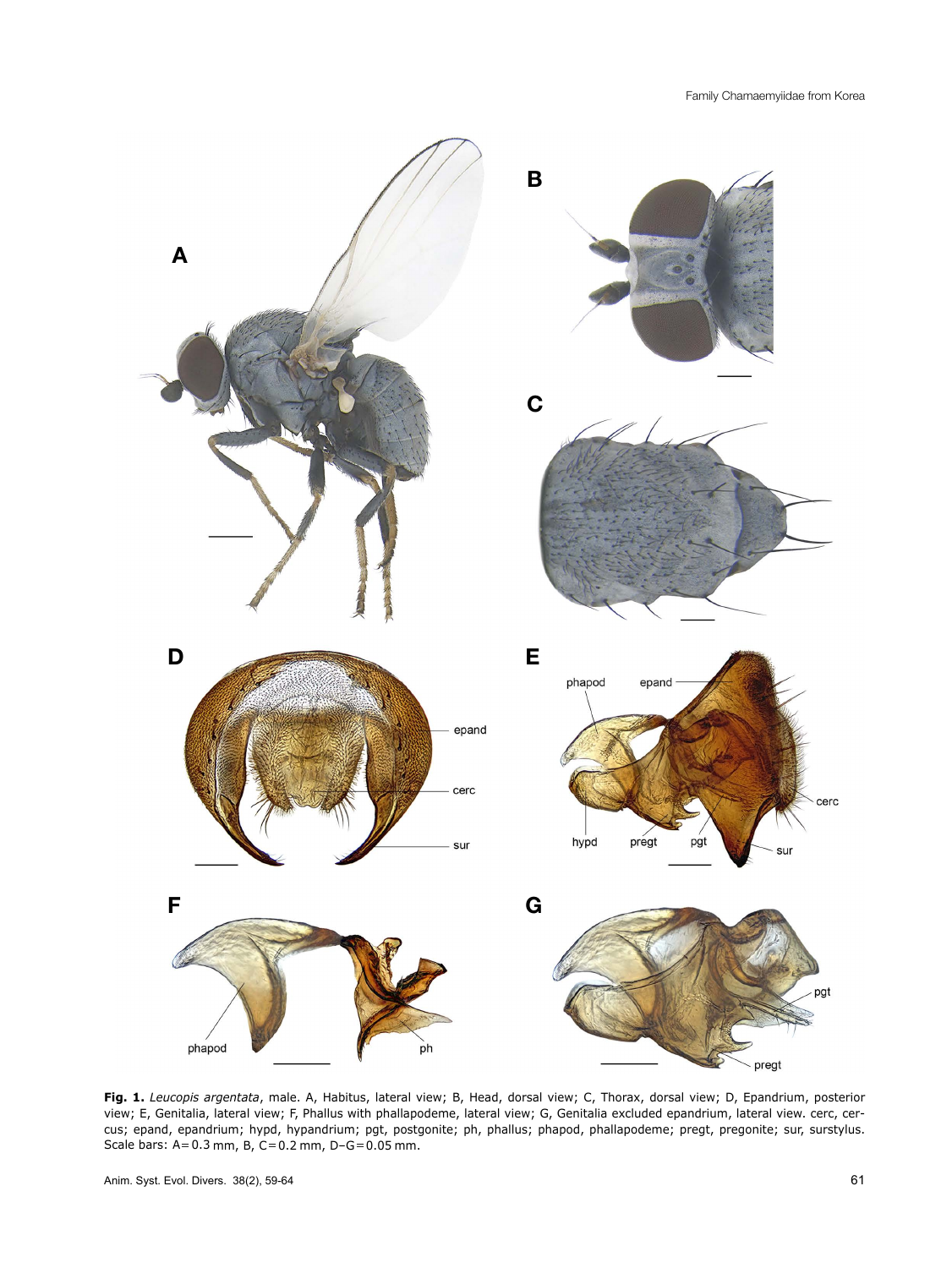**Fig. 1.** *Leucopis argentata*, male. A, Habitus, lateral view; B, Head, dorsal view; C, Thorax, dorsal view; D, Epandrium, posterior view; E, Genitalia, lateral view; F, Phallus with phallapodeme, lateral view; G, Genitalia excluded epandrium, lateral view. cerc, cercus; epand, epandrium; hypd, hypandrium; pgt, postgonite; ph, phallus; phapod, phallapodeme; pregt, pregonite; sur, surstylus. Scale bars: A = 0.3 mm, B, C = 0.2 mm, D–G = 0.05 mm.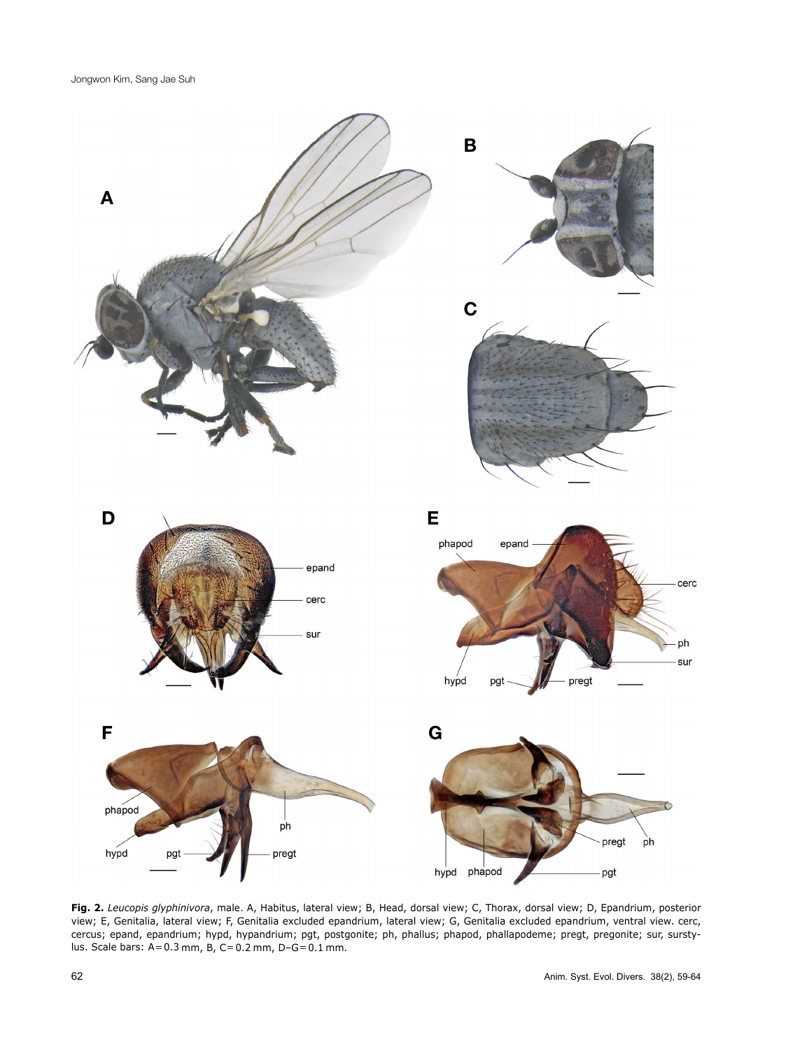**Fig. 2.** *Leucopis glyphinivora*, male. A, Habitus, lateral view; B, Head, dorsal view; C, Thorax, dorsal view; D, Epandrium, posterior view; E, Genitalia, lateral view; F, Genitalia excluded epandrium, lateral view; G, Genitalia excluded epandrium, ventral view. cerc, cercus; epand, epandrium; hypd, hypandrium; pgt, postgonite; ph, phallus; phapod, phallapodeme; pregt, pregonite; sur, surstylus. Scale bars: A = 0.3 mm, B, C = 0.2 mm, D–G = 0.1 mm.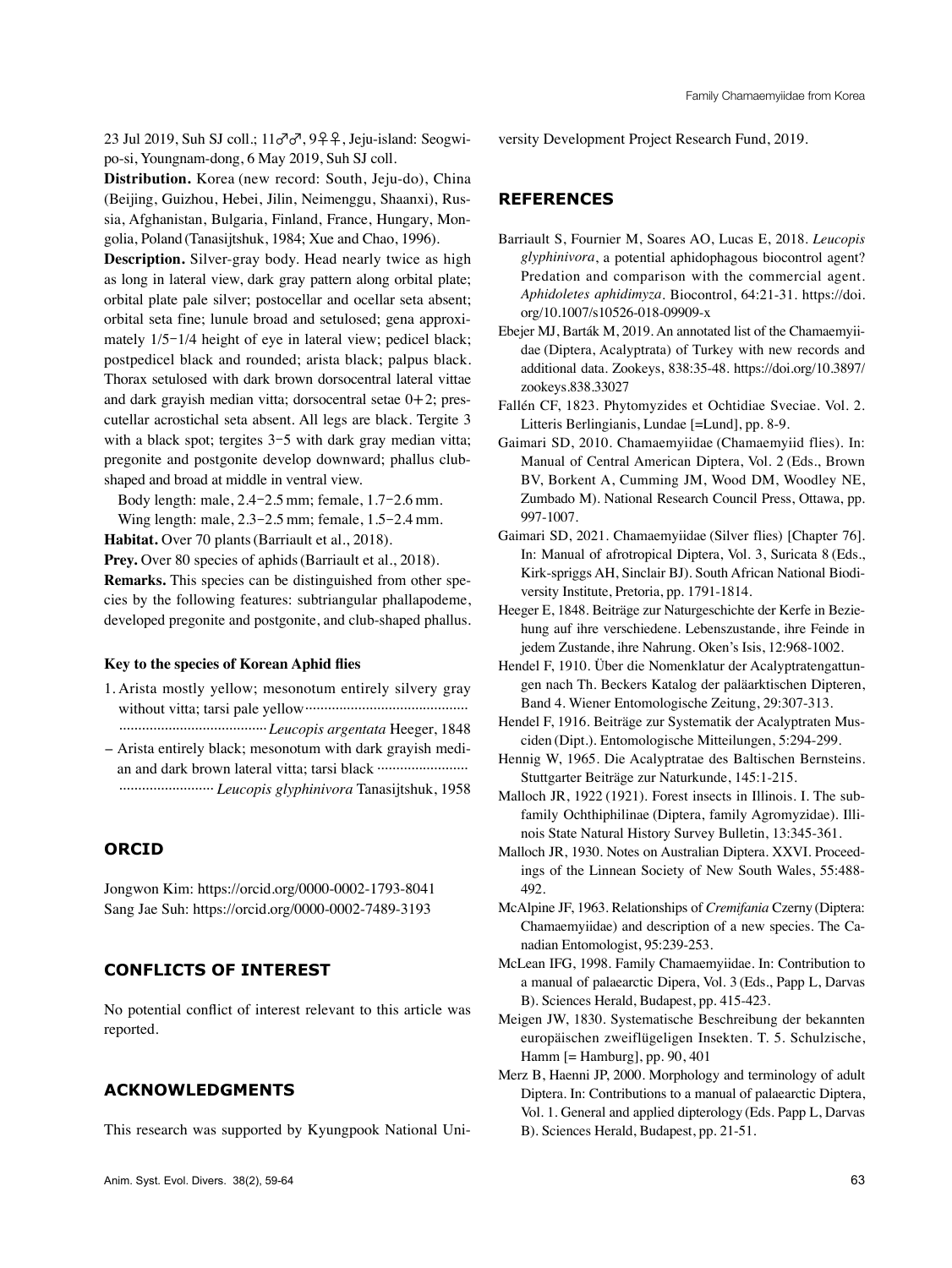23 Jul 2019, Suh SJ coll.; 11♂♂, 9♀♀, Jeju-island: Seogwipo-si, Youngnam-dong, 6 May 2019, Suh SJ coll.

**Distribution.** Korea (new record: South, Jeju-do), China (Beijing, Guizhou, Hebei, Jilin, Neimenggu, Shaanxi), Russia, Afghanistan, Bulgaria, Finland, France, Hungary, Mongolia, Poland (Tanasijtshuk, 1984; Xue and Chao, 1996).

**Description.** Silver-gray body. Head nearly twice as high as long in lateral view, dark gray pattern along orbital plate; orbital plate pale silver; postocellar and ocellar seta absent; orbital seta fine; lunule broad and setulosed; gena approximately 1/5–1/4 height of eye in lateral view; pedicel black; postpedicel black and rounded; arista black; palpus black. Thorax setulosed with dark brown dorsocentral lateral vittae and dark grayish median vitta; dorsocentral setae 0+2; prescutellar acrostichal seta absent. All legs are black. Tergite 3 with a black spot; tergites 3–5 with dark gray median vitta; pregonite and postgonite develop downward; phallus club-shaped and broad at middle in ventral view.

Body length: male, 2.4–2.5 mm; female, 1.7–2.6 mm.

Wing length: male, 2.3–2.5 mm; female, 1.5–2.4 mm.

**Habitat.** Over 70 plants (Barriault et al., 2018).

**Prey.** Over 80 species of aphids (Barriault et al., 2018).

**Remarks.** This species can be distinguished from other species by the following features: subtriangular phallapodeme, developed pregonite and postgonite, and club-shaped phallus.

#### Key to the species of Korean Aphid flies

1. Arista mostly yellow; mesonotum entirely silvery gray without vitta; tarsi pale yellow ........................................ *Leucopis argentata* Heeger, 1848
– Arista entirely black; mesonotum with dark grayish median and dark brown lateral vitta; tarsi black ........................ *Leucopis glyphinivora* Tanasijtshuk, 1958

## ORCID

Jongwon Kim: https://orcid.org/0000-0002-1793-8041
Sang Jae Suh: https://orcid.org/0000-0002-7489-3193

## CONFLICTS OF INTEREST

No potential conflict of interest relevant to this article was reported.

## ACKNOWLEDGMENTS

This research was supported by Kyungpook National University Development Project Research Fund, 2019.

## REFERENCES

Barriault S, Fournier M, Soares AO, Lucas E, 2018. *Leucopis glyphinivora*, a potential aphidophagous biocontrol agent? Predation and comparison with the commercial agent. *Aphidoletes aphidimyza*. Biocontrol, 64:21-31. https://doi.org/10.1007/s10526-018-09909-x

Ebejer MJ, Barták M, 2019. An annotated list of the Chamaemyiidae (Diptera, Acalyptrata) of Turkey with new records and additional data. Zookeys, 838:35-48. https://doi.org/10.3897/zookeys.838.33027

Fallén CF, 1823. Phytomyzides et Ochtidiae Sveciae. Vol. 2. Litteris Berlingianis, Lundae [=Lund], pp. 8-9.

Gaimari SD, 2010. Chamaemyiidae (Chamaemyiid flies). In: Manual of Central American Diptera, Vol. 2 (Eds., Brown BV, Borkent A, Cumming JM, Wood DM, Woodley NE, Zumbado M). National Research Council Press, Ottawa, pp. 997-1007.

Gaimari SD, 2021. Chamaemyiidae (Silver flies) [Chapter 76]. In: Manual of afrotropical Diptera, Vol. 3, Suricata 8 (Eds., Kirk-spriggs AH, Sinclair BJ). South African National Biodiversity Institute, Pretoria, pp. 1791-1814.

Heeger E, 1848. Beiträge zur Naturgeschichte der Kerfe in Beziehung auf ihre verschiedene. Lebenszustände, ihre Feinde in jedem Zustande, ihre Nahrung. Oken's Isis, 12:968-1002.

Hendel F, 1910. Über die Nomenklatur der Acalyptratengattungen nach Th. Beckers Katalog der paläarktischen Dipteren, Band 4. Wiener Entomologische Zeitung, 29:307-313.

Hendel F, 1916. Beiträge zur Systematik der Acalyptraten Musciden (Dipt.). Entomologische Mitteilungen, 5:294-299.

Hennig W, 1965. Die Acalyptratae des Baltischen Bernsteins. Stuttgarter Beiträge zur Naturkunde, 145:1-215.

Malloch JR, 1922 (1921). Forest insects in Illinois. I. The subfamily Ochthiphilinae (Diptera, family Agromyzidae). Illinois State Natural History Survey Bulletin, 13:345-361.

Malloch JR, 1930. Notes on Australian Diptera. XXVI. Proceedings of the Linnean Society of New South Wales, 55:488-492.

McAlpine JF, 1963. Relationships of *Cremifania* Czerny (Diptera: Chamaemyiidae) and description of a new species. The Canadian Entomologist, 95:239-253.

McLean IFG, 1998. Family Chamaemyiidae. In: Contribution to a manual of palaearctic Dipera, Vol. 3 (Eds., Papp L, Darvas B). Sciences Herald, Budapest, pp. 415-423.

Meigen JW, 1830. Systematische Beschreibung der bekannten europäischen zweiflügeligen Insekten. T. 5. Schulzische, Hamm [= Hamburg], pp. 90, 401

Merz B, Haenni JP, 2000. Morphology and terminology of adult Diptera. In: Contributions to a manual of palaearctic Diptera, Vol. 1. General and applied dipterology (Eds. Papp L, Darvas B). Sciences Herald, Budapest, pp. 21-51.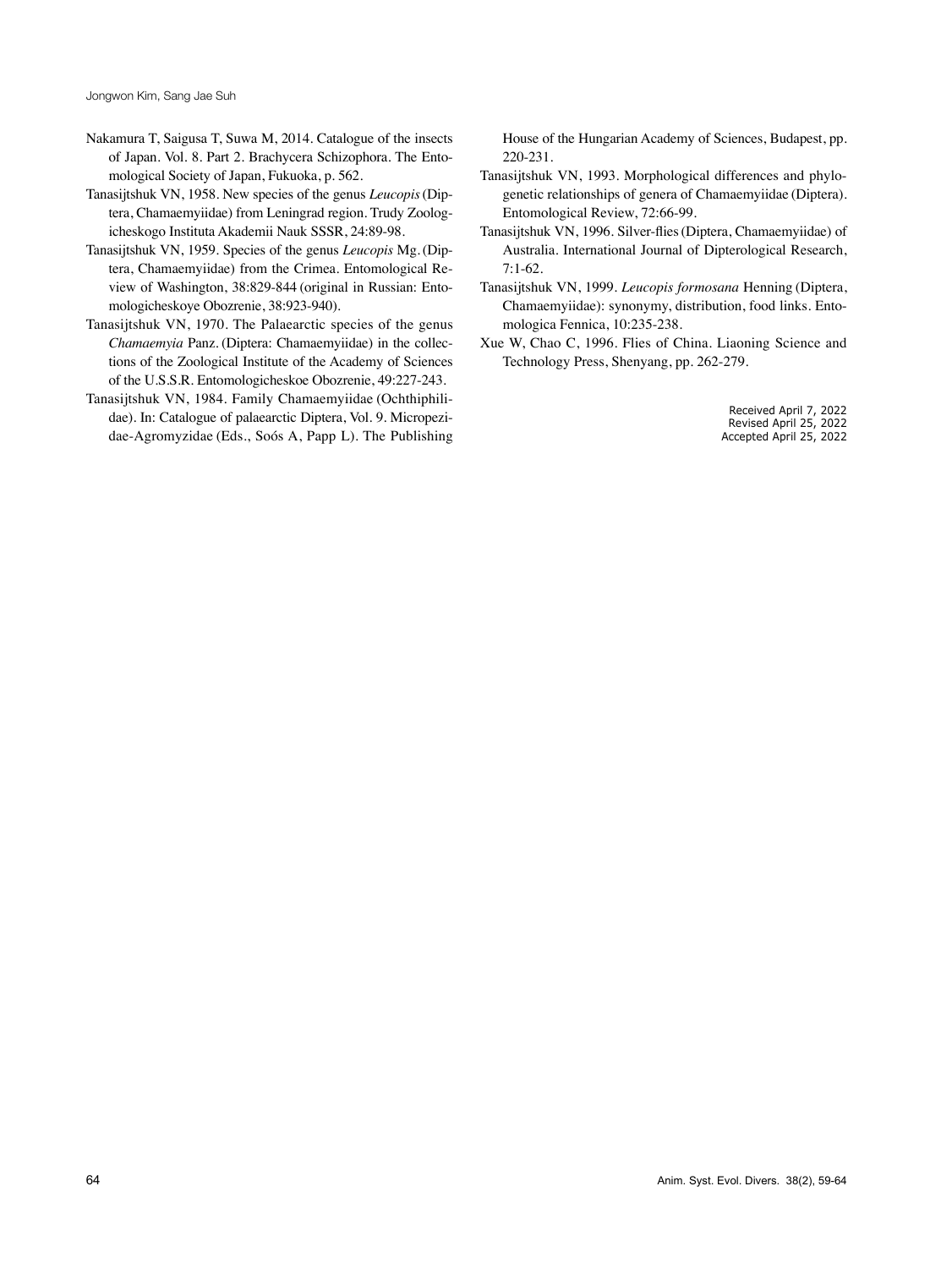Nakamura T, Saigusa T, Suwa M, 2014. Catalogue of the insects of Japan. Vol. 8. Part 2. Brachycera Schizophora. The Entomological Society of Japan, Fukuoka, p. 562.

Tanasijtshuk VN, 1958. New species of the genus *Leucopis* (Diptera, Chamaemyiidae) from Leningrad region. Trudy Zoologicheskogo Instituta Akademii Nauk SSSR, 24:89-98.

Tanasijtshuk VN, 1959. Species of the genus *Leucopis* Mg. (Diptera, Chamaemyiidae) from the Crimea. Entomological Review of Washington, 38:829-844 (original in Russian: Entomologicheskoye Obozrenie, 38:923-940).

Tanasijtshuk VN, 1970. The Palaearctic species of the genus *Chamaemyia* Panz. (Diptera: Chamaemyiidae) in the collections of the Zoological Institute of the Academy of Sciences of the U.S.S.R. Entomologicheskoe Obozrenie, 49:227-243.

Tanasijtshuk VN, 1984. Family Chamaemyiidae (Ochthiphilidae). In: Catalogue of palaearctic Diptera, Vol. 9. Micropezidae-Agromyzidae (Eds., Soós A, Papp L). The Publishing House of the Hungarian Academy of Sciences, Budapest, pp. 220-231.

Tanasijtshuk VN, 1993. Morphological differences and phylogenetic relationships of genera of Chamaemyiidae (Diptera). Entomological Review, 72:66-99.

Tanasijtshuk VN, 1996. Silver-flies (Diptera, Chamaemyiidae) of Australia. International Journal of Dipterological Research, 7:1-62.

Tanasijtshuk VN, 1999. *Leucopis formosana* Henning (Diptera, Chamaemyiidae): synonymy, distribution, food links. Entomologica Fennica, 10:235-238.

Xue W, Chao C, 1996. Flies of China. Liaoning Science and Technology Press, Shenyang, pp. 262-279.

Received April 7, 2022
Revised April 25, 2022
Accepted April 25, 2022